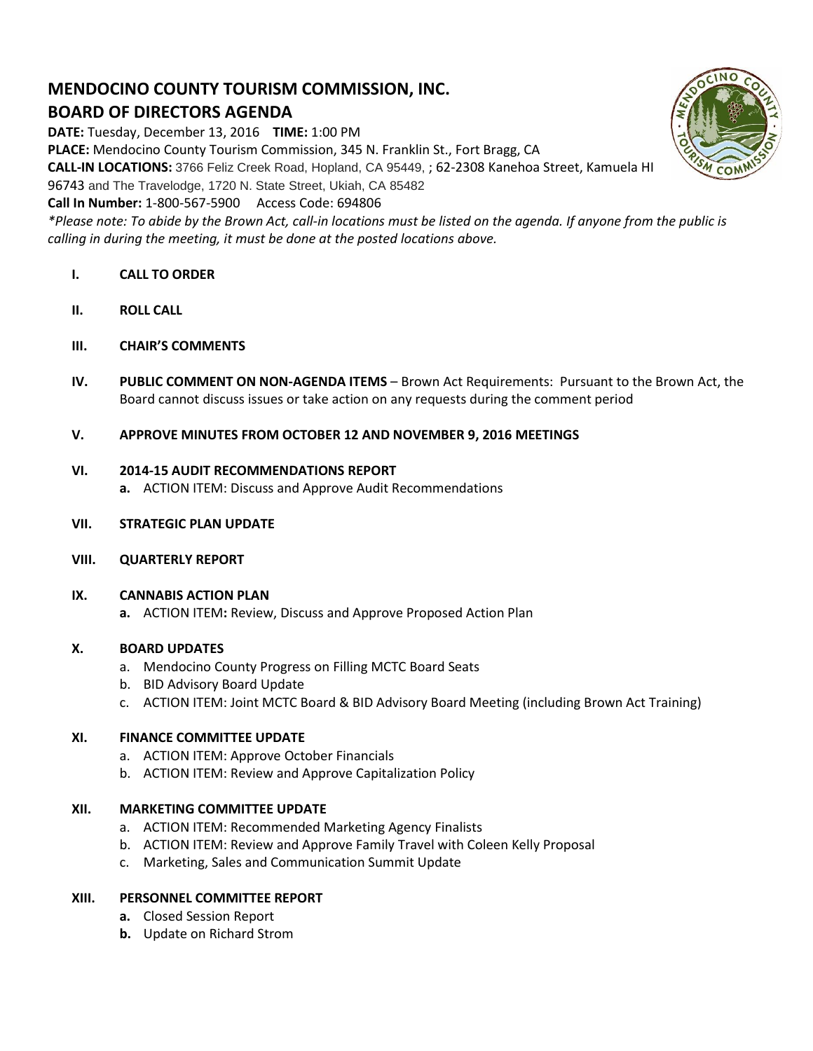# MENDOCINO COUNTY TOURISM COMMISSION, INC.

## BOARD OF DIRECTORS AGENDA

**DATE:** Tuesday, December 13, 2016 **TIME:** 1:00 PM

**PLACE:** Mendocino County Tourism Commission, 345 N. Franklin St., Fort Bragg, CA

**CALL-IN LOCATIONS:** 3766 Feliz Creek Road, Hopland, CA 95449, ; 62-2308 Kanehoa Street, Kamuela HI 96743 and The Travelodge, 1720 N. State Street, Ukiah, CA 85482

**Call In Number:** 1-800-567-5900 Access Code: 694806

*\*Please note: To abide by the Brown Act, call-in locations must be listed on the agenda. If anyone from the public is calling in during the meeting, it must be done at the posted locations above.*

- **I. CALL TO ORDER**

- **II. ROLL CALL**

- **III. CHAIR'S COMMENTS**

- **IV. PUBLIC COMMENT ON NON-AGENDA ITEMS** – Brown Act Requirements: Pursuant to the Brown Act, the Board cannot discuss issues or take action on any requests during the comment period

- **V. APPROVE MINUTES FROM OCTOBER 12 AND NOVEMBER 9, 2016 MEETINGS**

- **VI. 2014-15 AUDIT RECOMMENDATIONS REPORT**
  - **a.** ACTION ITEM: Discuss and Approve Audit Recommendations

- **VII. STRATEGIC PLAN UPDATE**

- **VIII. QUARTERLY REPORT**

- **IX. CANNABIS ACTION PLAN**
  - **a.** ACTION ITEM**:** Review, Discuss and Approve Proposed Action Plan

- **X. BOARD UPDATES**
  - a. Mendocino County Progress on Filling MCTC Board Seats
  - b. BID Advisory Board Update
  - c. ACTION ITEM: Joint MCTC Board & BID Advisory Board Meeting (including Brown Act Training)

- **XI. FINANCE COMMITTEE UPDATE**
  - a. ACTION ITEM: Approve October Financials
  - b. ACTION ITEM: Review and Approve Capitalization Policy

- **XII. MARKETING COMMITTEE UPDATE**
  - a. ACTION ITEM: Recommended Marketing Agency Finalists
  - b. ACTION ITEM: Review and Approve Family Travel with Coleen Kelly Proposal
  - c. Marketing, Sales and Communication Summit Update

- **XIII. PERSONNEL COMMITTEE REPORT**
  - **a.** Closed Session Report
  - **b.** Update on Richard Strom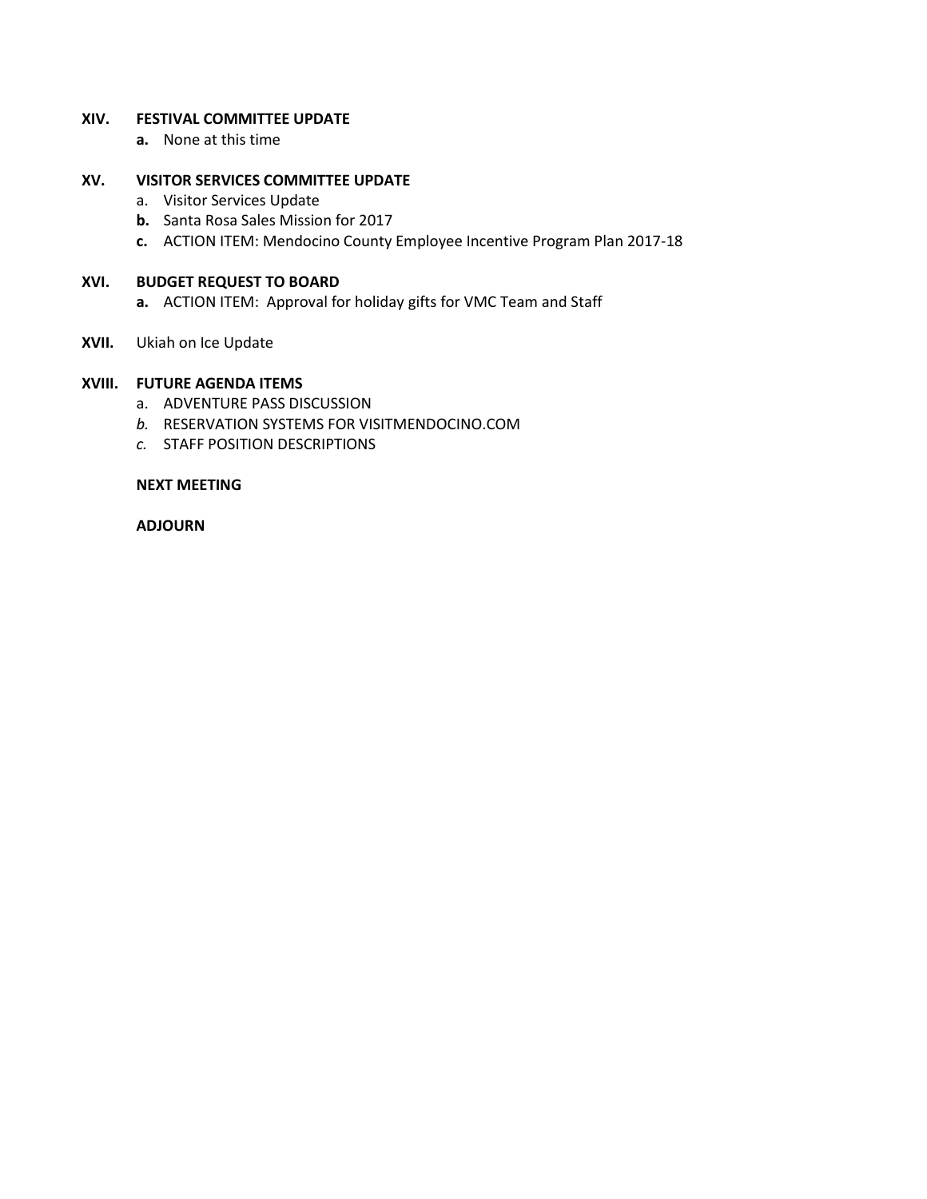**XIV. FESTIVAL COMMITTEE UPDATE**

- **a.** None at this time

**XV. VISITOR SERVICES COMMITTEE UPDATE**

- a. Visitor Services Update
- **b.** Santa Rosa Sales Mission for 2017
- **c.** ACTION ITEM: Mendocino County Employee Incentive Program Plan 2017-18

**XVI. BUDGET REQUEST TO BOARD**

- **a.** ACTION ITEM: Approval for holiday gifts for VMC Team and Staff

**XVII.** Ukiah on Ice Update

**XVIII. FUTURE AGENDA ITEMS**

- a. ADVENTURE PASS DISCUSSION
- *b.* RESERVATION SYSTEMS FOR VISITMENDOCINO.COM
- *c.* STAFF POSITION DESCRIPTIONS

**NEXT MEETING**

**ADJOURN**